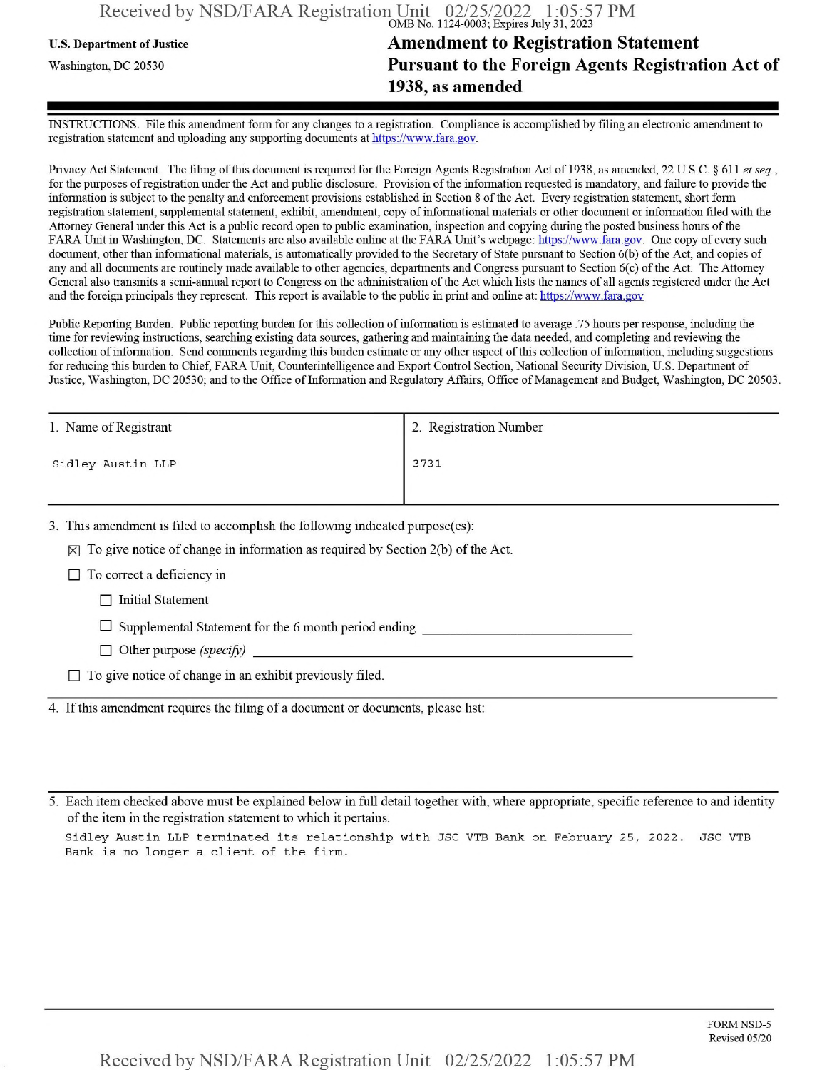OMB No. 1124-0003; Expires July 31, 2023

**U.S. Department of Justice**

Washington, DC 20530

# Amendment to Registration Statement Pursuant to the Foreign Agents Registration Act of 1938, as amended

INSTRUCTIONS. File this amendment form for any changes to a registration. Compliance is accomplished by filing an electronic amendment to registration statement and uploading any supporting documents at https://www.fara.gov.

Privacy Act Statement. The filing of this document is required for the Foreign Agents Registration Act of 1938, as amended, 22 U.S.C. § 611 *et seq.*, for the purposes of registration under the Act and public disclosure. Provision of the information requested is mandatory, and failure to provide the information is subject to the penalty and enforcement provisions established in Section 8 of the Act. Every registration statement, short form registration statement, supplemental statement, exhibit, amendment, copy of informational materials or other document or information filed with the Attorney General under this Act is a public record open to public examination, inspection and copying during the posted business hours of the FARA Unit in Washington, DC. Statements are also available online at the FARA Unit's webpage: https://www.fara.gov. One copy of every such document, other than informational materials, is automatically provided to the Secretary of State pursuant to Section 6(b) of the Act, and copies of any and all documents are routinely made available to other agencies, departments and Congress pursuant to Section 6(c) of the Act. The Attorney General also transmits a semi-annual report to Congress on the administration of the Act which lists the names of all agents registered under the Act and the foreign principals they represent. This report is available to the public in print and online at: https://www.fara.gov

Public Reporting Burden. Public reporting burden for this collection of information is estimated to average .75 hours per response, including the time for reviewing instructions, searching existing data sources, gathering and maintaining the data needed, and completing and reviewing the collection of information. Send comments regarding this burden estimate or any other aspect of this collection of information, including suggestions for reducing this burden to Chief, FARA Unit, Counterintelligence and Export Control Section, National Security Division, U.S. Department of Justice, Washington, DC 20530; and to the Office of Information and Regulatory Affairs, Office of Management and Budget, Washington, DC 20503.

| 1. Name of Registrant | 2. Registration Number |
| --- | --- |
| Sidley Austin LLP | 3731 |

3. This amendment is filed to accomplish the following indicated purpose(es):

- ☒ To give notice of change in information as required by Section 2(b) of the Act.
- ☐ To correct a deficiency in
  - ☐ Initial Statement
  - ☐ Supplemental Statement for the 6 month period ending ______________________
  - ☐ Other purpose *(specify)* ______________________
- ☐ To give notice of change in an exhibit previously filed.

4. If this amendment requires the filing of a document or documents, please list:

5. Each item checked above must be explained below in full detail together with, where appropriate, specific reference to and identity of the item in the registration statement to which it pertains.

Sidley Austin LLP terminated its relationship with JSC VTB Bank on February 25, 2022. JSC VTB Bank is no longer a client of the firm.

FORM NSD-5
Revised 05/20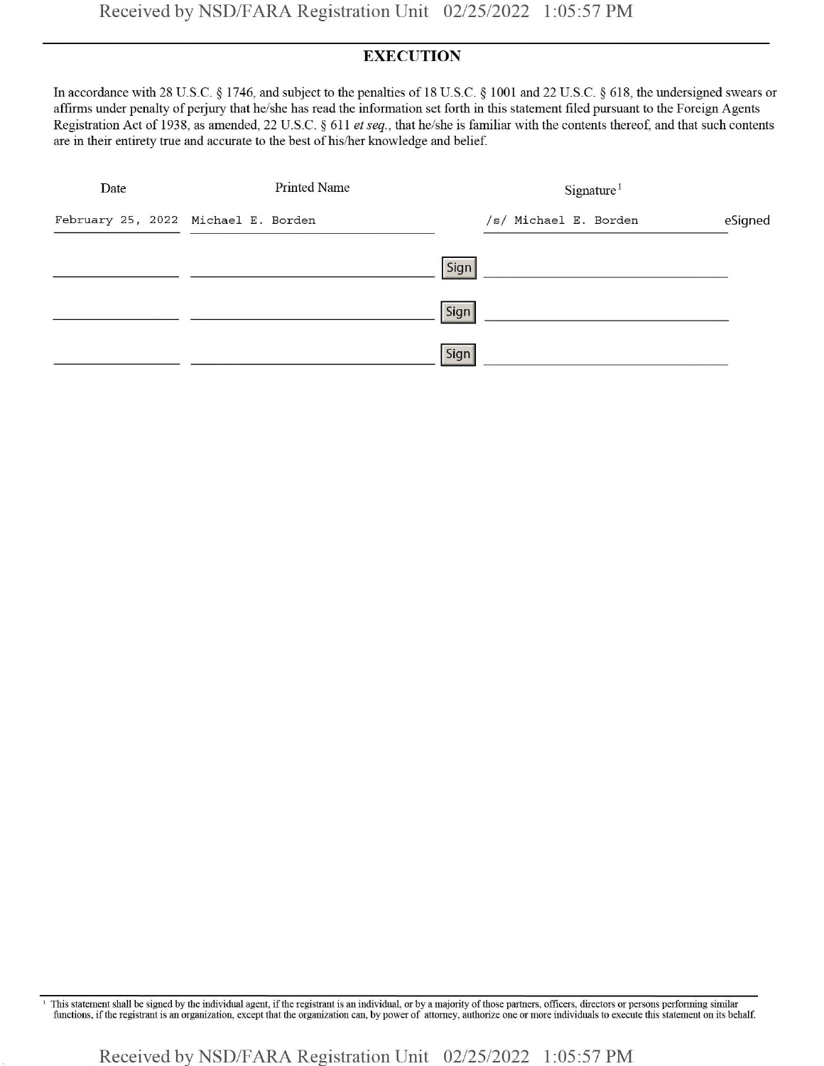## EXECUTION

In accordance with 28 U.S.C. § 1746, and subject to the penalties of 18 U.S.C. § 1001 and 22 U.S.C. § 618, the undersigned swears or affirms under penalty of perjury that he/she has read the information set forth in this statement filed pursuant to the Foreign Agents Registration Act of 1938, as amended, 22 U.S.C. § 611 *et seq.*, that he/she is familiar with the contents thereof, and that such contents are in their entirety true and accurate to the best of his/her knowledge and belief.

| Date | Printed Name | Signature[1] | |
|---|---|---|---|
| February 25, 2022 | Michael E. Borden | /s/ Michael E. Borden | eSigned |
| | | | |
| | | | |
| | | | |

[1] This statement shall be signed by the individual agent, if the registrant is an individual, or by a majority of those partners, officers, directors or persons performing similar functions, if the registrant is an organization, except that the organization can, by power of attorney, authorize one or more individuals to execute this statement on its behalf.